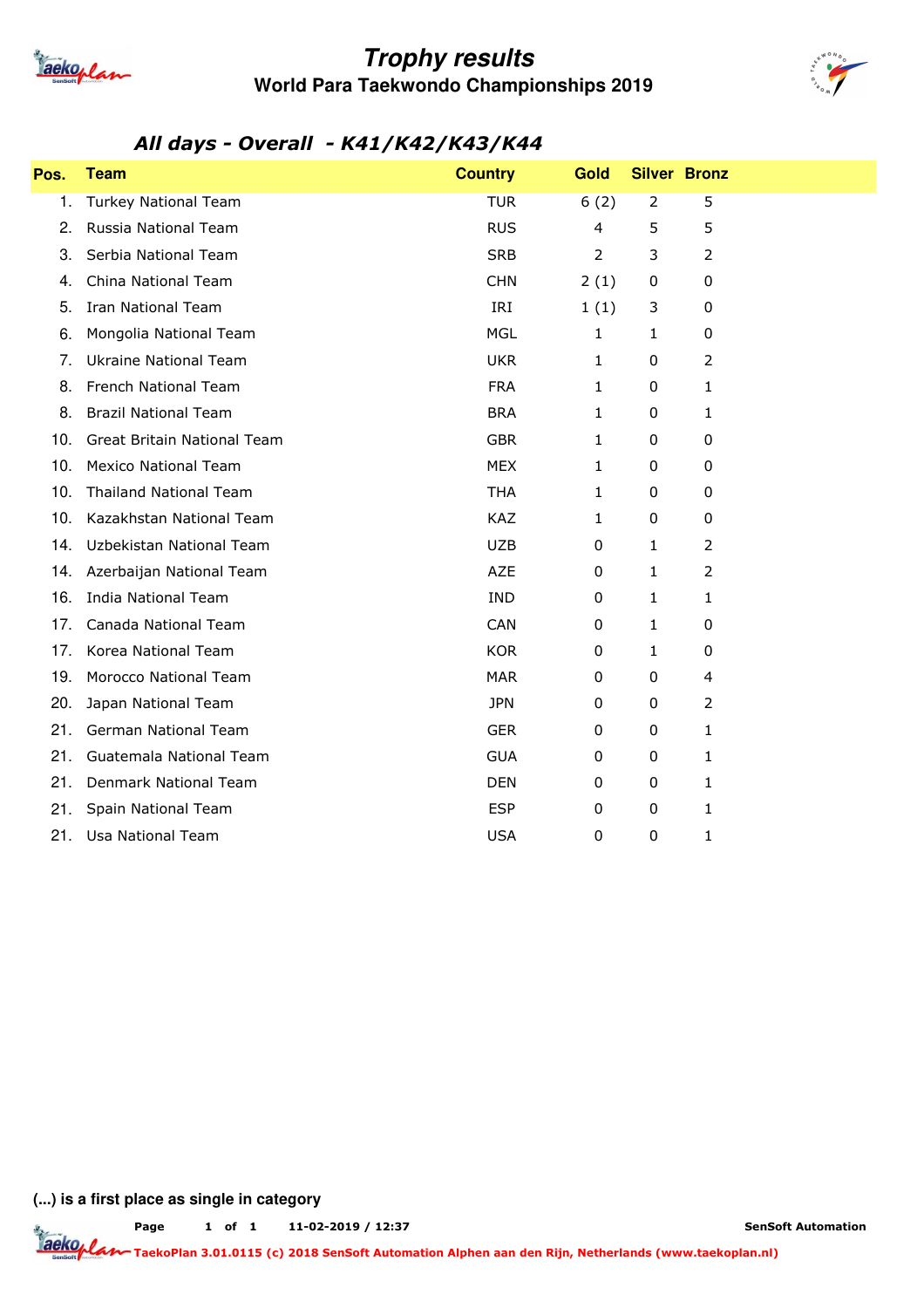# Trophy results

## World Para Taekwondo Championships 2019

### *All days - Overall - K41/K42/K43/K44*

| Pos. | Team | Country | Gold | Silver | Bronz |
|---|---|---|---|---|---|
| 1. | Turkey National Team | TUR | 6 (2) | 2 | 5 |
| 2. | Russia National Team | RUS | 4 | 5 | 5 |
| 3. | Serbia National Team | SRB | 2 | 3 | 2 |
| 4. | China National Team | CHN | 2 (1) | 0 | 0 |
| 5. | Iran National Team | IRI | 1 (1) | 3 | 0 |
| 6. | Mongolia National Team | MGL | 1 | 1 | 0 |
| 7. | Ukraine National Team | UKR | 1 | 0 | 2 |
| 8. | French National Team | FRA | 1 | 0 | 1 |
| 8. | Brazil National Team | BRA | 1 | 0 | 1 |
| 10. | Great Britain National Team | GBR | 1 | 0 | 0 |
| 10. | Mexico National Team | MEX | 1 | 0 | 0 |
| 10. | Thailand National Team | THA | 1 | 0 | 0 |
| 10. | Kazakhstan National Team | KAZ | 1 | 0 | 0 |
| 14. | Uzbekistan National Team | UZB | 0 | 1 | 2 |
| 14. | Azerbaijan National Team | AZE | 0 | 1 | 2 |
| 16. | India National Team | IND | 0 | 1 | 1 |
| 17. | Canada National Team | CAN | 0 | 1 | 0 |
| 17. | Korea National Team | KOR | 0 | 1 | 0 |
| 19. | Morocco National Team | MAR | 0 | 0 | 4 |
| 20. | Japan National Team | JPN | 0 | 0 | 2 |
| 21. | German National Team | GER | 0 | 0 | 1 |
| 21. | Guatemala National Team | GUA | 0 | 0 | 1 |
| 21. | Denmark National Team | DEN | 0 | 0 | 1 |
| 21. | Spain National Team | ESP | 0 | 0 | 1 |
| 21. | Usa National Team | USA | 0 | 0 | 1 |

**(...) is a first place as single in category**

11-02-2019 / 12:37 SenSoft Automation

TaekoPlan 3.01.0115 (c) 2018 SenSoft Automation Alphen aan den Rijn, Netherlands (www.taekoplan.nl)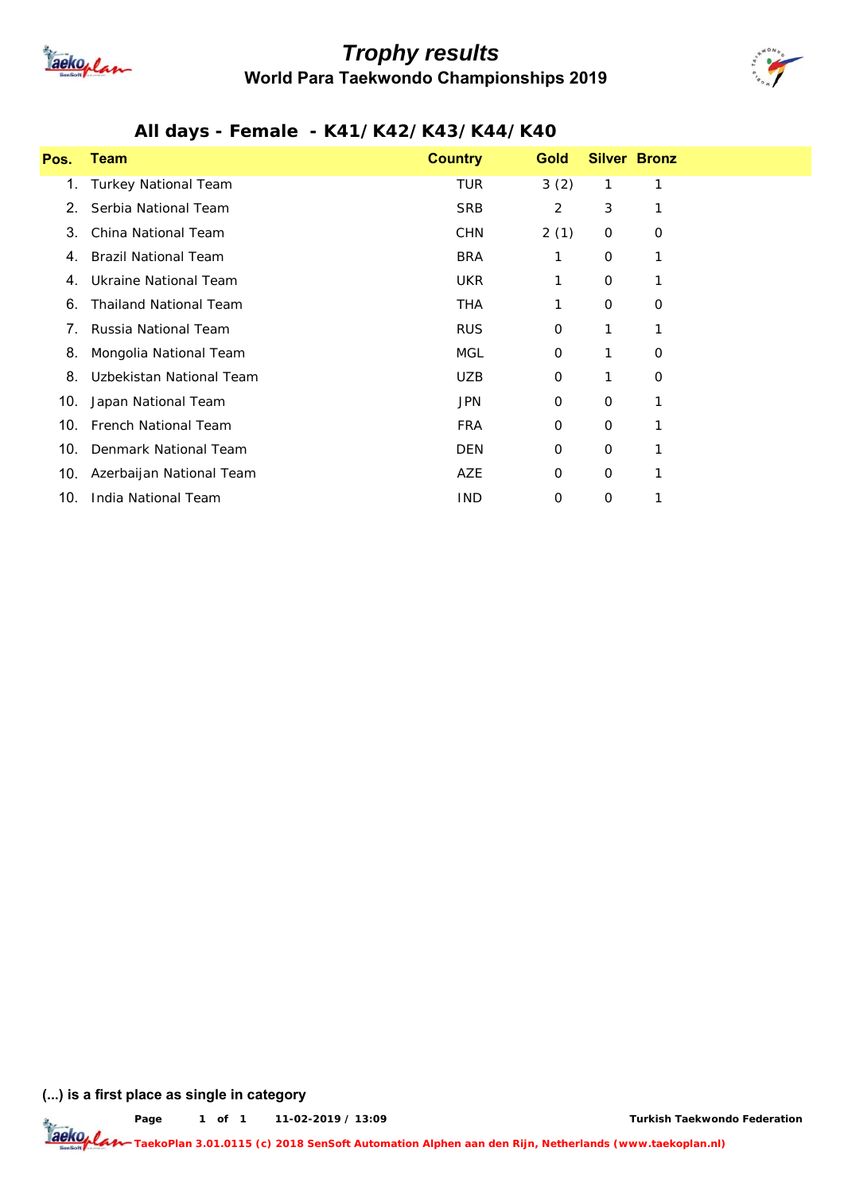# Trophy results

## World Para Taekwondo Championships 2019

### All days - Female - K41/K42/K43/K44/K40

| Pos. | Team | Country | Gold | Silver | Bronz |
|---|---|---|---|---|---|
| 1. | Turkey National Team | TUR | 3 (2) | 1 | 1 |
| 2. | Serbia National Team | SRB | 2 | 3 | 1 |
| 3. | China National Team | CHN | 2 (1) | 0 | 0 |
| 4. | Brazil National Team | BRA | 1 | 0 | 1 |
| 4. | Ukraine National Team | UKR | 1 | 0 | 1 |
| 6. | Thailand National Team | THA | 1 | 0 | 0 |
| 7. | Russia National Team | RUS | 0 | 1 | 1 |
| 8. | Mongolia National Team | MGL | 0 | 1 | 0 |
| 8. | Uzbekistan National Team | UZB | 0 | 1 | 0 |
| 10. | Japan National Team | JPN | 0 | 0 | 1 |
| 10. | French National Team | FRA | 0 | 0 | 1 |
| 10. | Denmark National Team | DEN | 0 | 0 | 1 |
| 10. | Azerbaijan National Team | AZE | 0 | 0 | 1 |
| 10. | India National Team | IND | 0 | 0 | 1 |

**(...) is a first place as single in category**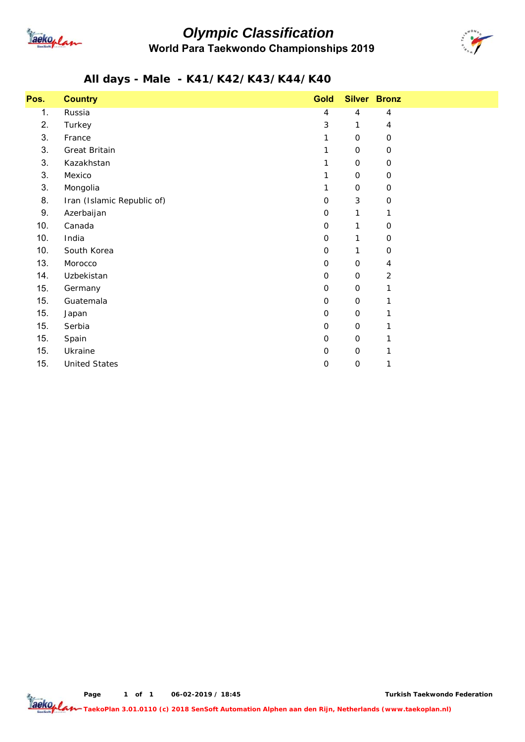# Olympic Classification

## World Para Taekwondo Championships 2019

### All days - Male - K41/K42/K43/K44/K40

| Pos. | Country | Gold | Silver | Bronz |
|---|---|---|---|---|
| 1. | Russia | 4 | 4 | 4 |
| 2. | Turkey | 3 | 1 | 4 |
| 3. | France | 1 | 0 | 0 |
| 3. | Great Britain | 1 | 0 | 0 |
| 3. | Kazakhstan | 1 | 0 | 0 |
| 3. | Mexico | 1 | 0 | 0 |
| 3. | Mongolia | 1 | 0 | 0 |
| 8. | Iran (Islamic Republic of) | 0 | 3 | 0 |
| 9. | Azerbaijan | 0 | 1 | 1 |
| 10. | Canada | 0 | 1 | 0 |
| 10. | India | 0 | 1 | 0 |
| 10. | South Korea | 0 | 1 | 0 |
| 13. | Morocco | 0 | 0 | 4 |
| 14. | Uzbekistan | 0 | 0 | 2 |
| 15. | Germany | 0 | 0 | 1 |
| 15. | Guatemala | 0 | 0 | 1 |
| 15. | Japan | 0 | 0 | 1 |
| 15. | Serbia | 0 | 0 | 1 |
| 15. | Spain | 0 | 0 | 1 |
| 15. | Ukraine | 0 | 0 | 1 |
| 15. | United States | 0 | 0 | 1 |

06-02-2019 / 18:45

Turkish Taekwondo Federation